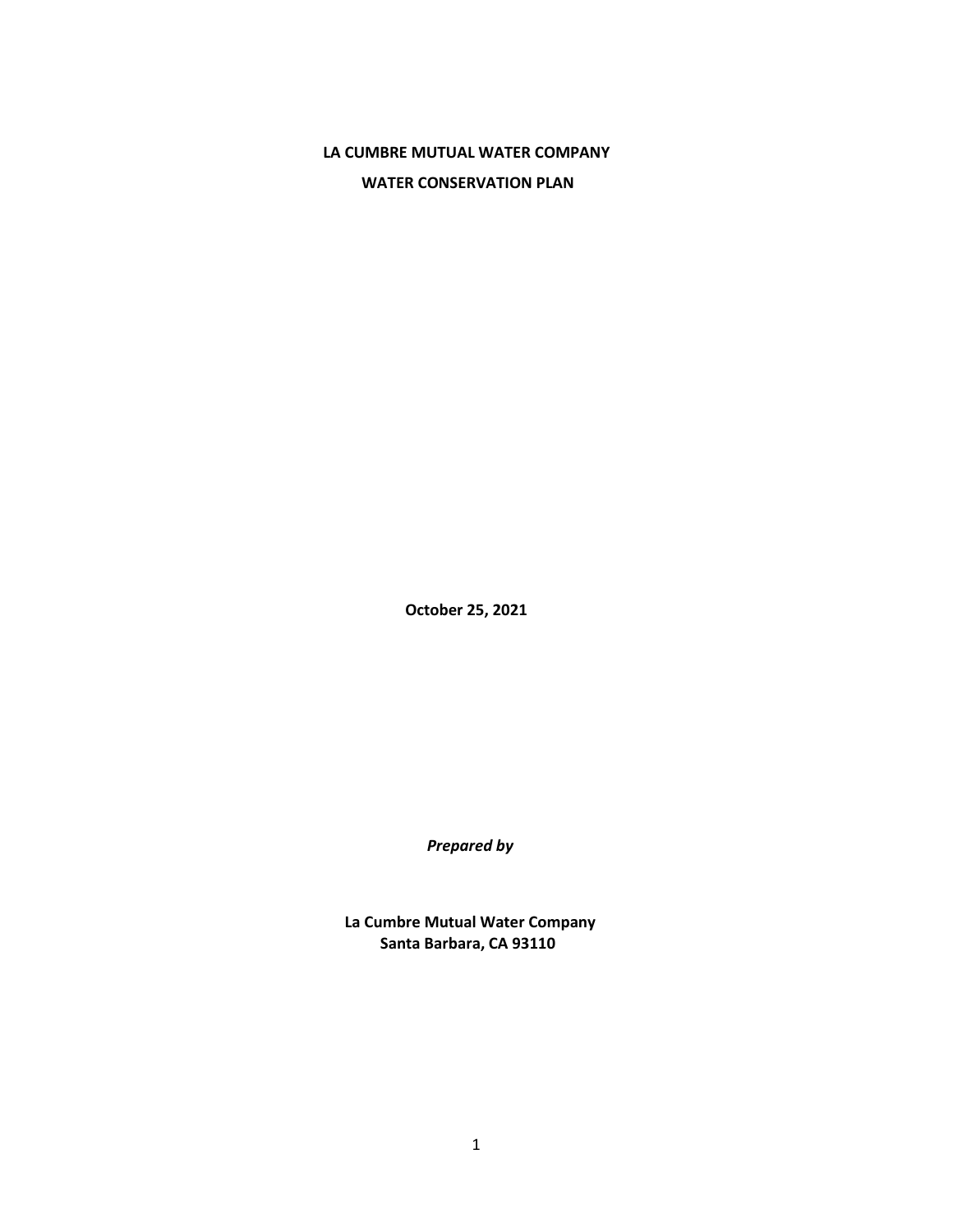# LA CUMBRE MUTUAL WATER COMPANY

# WATER CONSERVATION PLAN

**October 25, 2021**

***Prepared by***

**La Cumbre Mutual Water Company**
**Santa Barbara, CA 93110**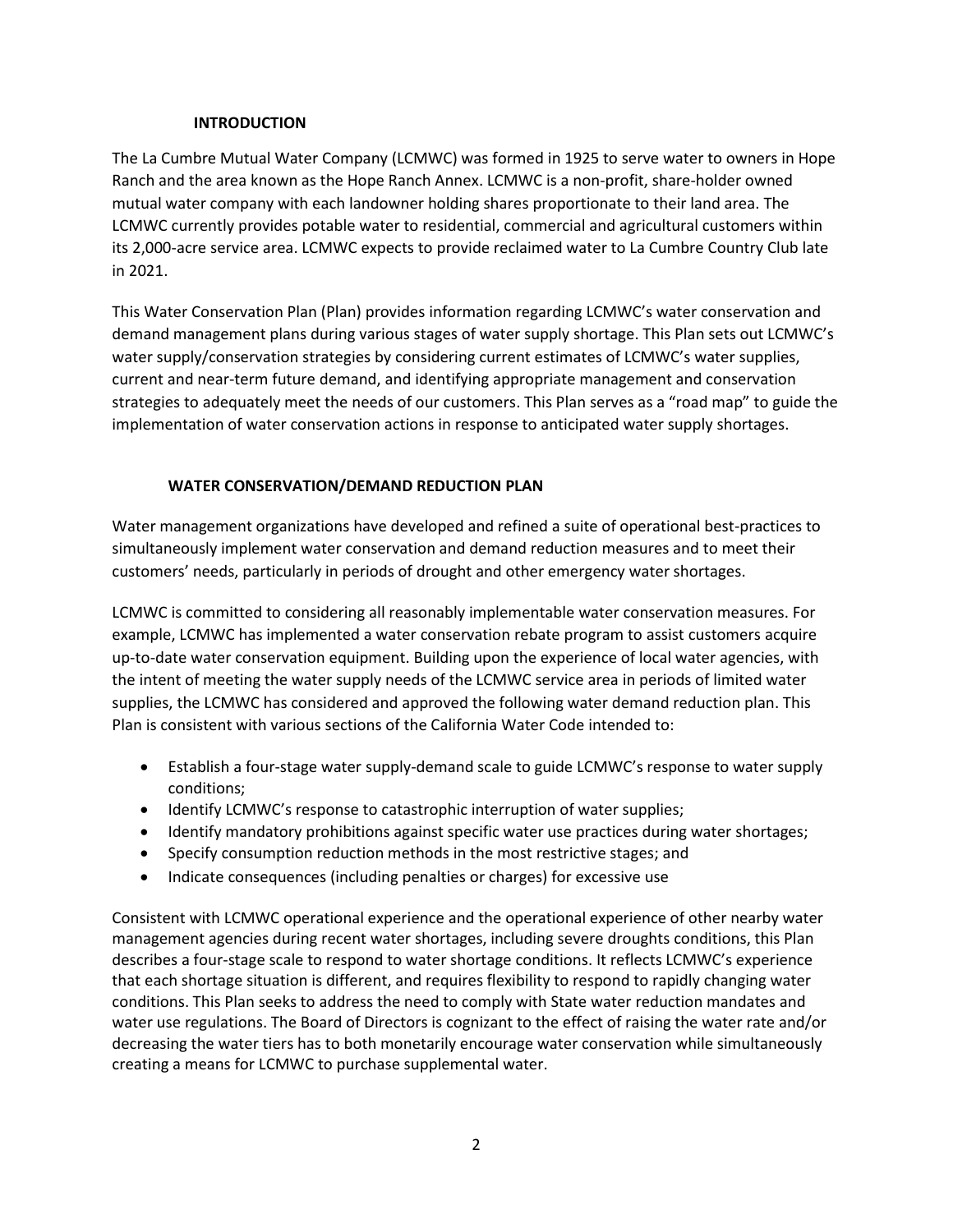## INTRODUCTION

The La Cumbre Mutual Water Company (LCMWC) was formed in 1925 to serve water to owners in Hope Ranch and the area known as the Hope Ranch Annex. LCMWC is a non-profit, share-holder owned mutual water company with each landowner holding shares proportionate to their land area. The LCMWC currently provides potable water to residential, commercial and agricultural customers within its 2,000-acre service area. LCMWC expects to provide reclaimed water to La Cumbre Country Club late in 2021.

This Water Conservation Plan (Plan) provides information regarding LCMWC's water conservation and demand management plans during various stages of water supply shortage. This Plan sets out LCMWC's water supply/conservation strategies by considering current estimates of LCMWC's water supplies, current and near-term future demand, and identifying appropriate management and conservation strategies to adequately meet the needs of our customers. This Plan serves as a "road map" to guide the implementation of water conservation actions in response to anticipated water supply shortages.

## WATER CONSERVATION/DEMAND REDUCTION PLAN

Water management organizations have developed and refined a suite of operational best-practices to simultaneously implement water conservation and demand reduction measures and to meet their customers' needs, particularly in periods of drought and other emergency water shortages.

LCMWC is committed to considering all reasonably implementable water conservation measures. For example, LCMWC has implemented a water conservation rebate program to assist customers acquire up-to-date water conservation equipment. Building upon the experience of local water agencies, with the intent of meeting the water supply needs of the LCMWC service area in periods of limited water supplies, the LCMWC has considered and approved the following water demand reduction plan. This Plan is consistent with various sections of the California Water Code intended to:

- Establish a four-stage water supply-demand scale to guide LCMWC's response to water supply conditions;
- Identify LCMWC's response to catastrophic interruption of water supplies;
- Identify mandatory prohibitions against specific water use practices during water shortages;
- Specify consumption reduction methods in the most restrictive stages; and
- Indicate consequences (including penalties or charges) for excessive use

Consistent with LCMWC operational experience and the operational experience of other nearby water management agencies during recent water shortages, including severe droughts conditions, this Plan describes a four-stage scale to respond to water shortage conditions. It reflects LCMWC's experience that each shortage situation is different, and requires flexibility to respond to rapidly changing water conditions. This Plan seeks to address the need to comply with State water reduction mandates and water use regulations. The Board of Directors is cognizant to the effect of raising the water rate and/or decreasing the water tiers has to both monetarily encourage water conservation while simultaneously creating a means for LCMWC to purchase supplemental water.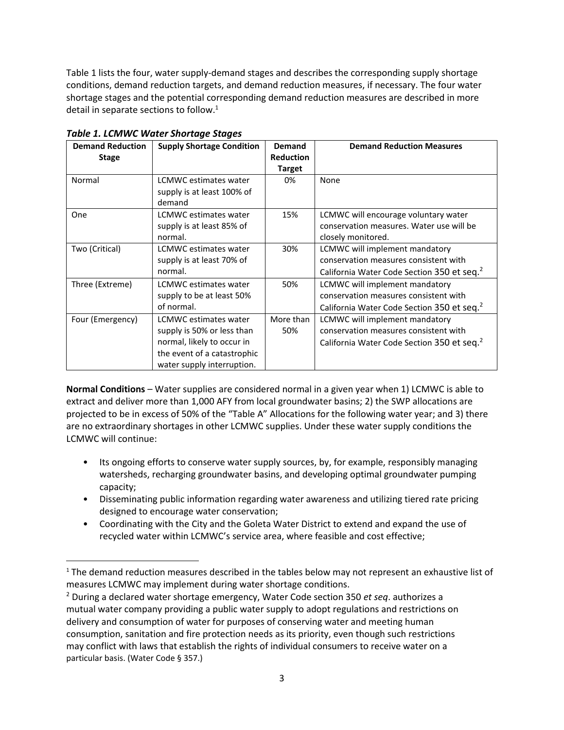Table 1 lists the four, water supply-demand stages and describes the corresponding supply shortage conditions, demand reduction targets, and demand reduction measures, if necessary. The four water shortage stages and the potential corresponding demand reduction measures are described in more detail in separate sections to follow.[1]

***Table 1. LCMWC Water Shortage Stages***

| Demand Reduction Stage | Supply Shortage Condition | Demand Reduction Target | Demand Reduction Measures |
|---|---|---|---|
| Normal | LCMWC estimates water supply is at least 100% of demand | 0% | None |
| One | LCMWC estimates water supply is at least 85% of normal. | 15% | LCMWC will encourage voluntary water conservation measures. Water use will be closely monitored. |
| Two (Critical) | LCMWC estimates water supply is at least 70% of normal. | 30% | LCMWC will implement mandatory conservation measures consistent with California Water Code Section 350 et seq.[2] |
| Three (Extreme) | LCMWC estimates water supply to be at least 50% of normal. | 50% | LCMWC will implement mandatory conservation measures consistent with California Water Code Section 350 et seq.[2] |
| Four (Emergency) | LCMWC estimates water supply is 50% or less than normal, likely to occur in the event of a catastrophic water supply interruption. | More than 50% | LCMWC will implement mandatory conservation measures consistent with California Water Code Section 350 et seq.[2] |

**Normal Conditions** – Water supplies are considered normal in a given year when 1) LCMWC is able to extract and deliver more than 1,000 AFY from local groundwater basins; 2) the SWP allocations are projected to be in excess of 50% of the "Table A" Allocations for the following water year; and 3) there are no extraordinary shortages in other LCMWC supplies. Under these water supply conditions the LCMWC will continue:

- Its ongoing efforts to conserve water supply sources, by, for example, responsibly managing watersheds, recharging groundwater basins, and developing optimal groundwater pumping capacity;
- Disseminating public information regarding water awareness and utilizing tiered rate pricing designed to encourage water conservation;
- Coordinating with the City and the Goleta Water District to extend and expand the use of recycled water within LCMWC's service area, where feasible and cost effective;

[1] The demand reduction measures described in the tables below may not represent an exhaustive list of measures LCMWC may implement during water shortage conditions.

[2] During a declared water shortage emergency, Water Code section 350 *et seq*. authorizes a mutual water company providing a public water supply to adopt regulations and restrictions on delivery and consumption of water for purposes of conserving water and meeting human consumption, sanitation and fire protection needs as its priority, even though such restrictions may conflict with laws that establish the rights of individual consumers to receive water on a particular basis. (Water Code § 357.)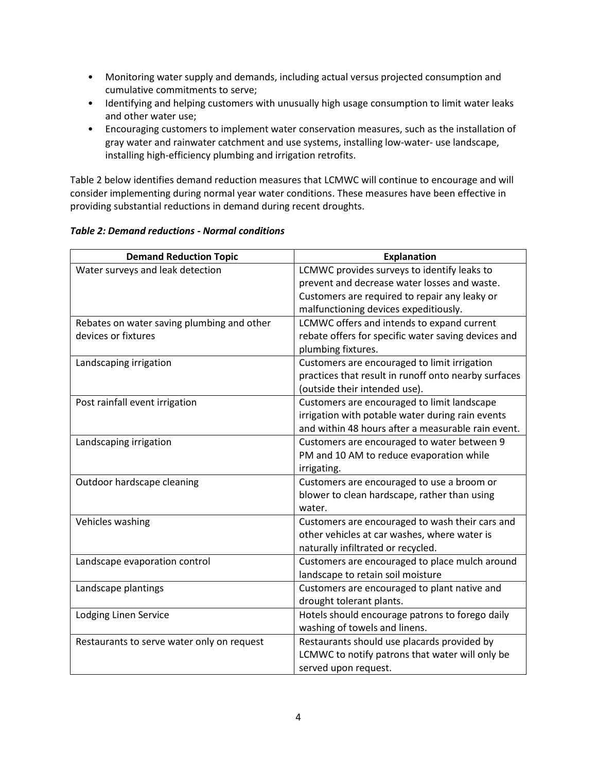- Monitoring water supply and demands, including actual versus projected consumption and cumulative commitments to serve;
- Identifying and helping customers with unusually high usage consumption to limit water leaks and other water use;
- Encouraging customers to implement water conservation measures, such as the installation of gray water and rainwater catchment and use systems, installing low-water- use landscape, installing high-efficiency plumbing and irrigation retrofits.

Table 2 below identifies demand reduction measures that LCMWC will continue to encourage and will consider implementing during normal year water conditions. These measures have been effective in providing substantial reductions in demand during recent droughts.

***Table 2: Demand reductions - Normal conditions***

| Demand Reduction Topic | Explanation |
|---|---|
| Water surveys and leak detection | LCMWC provides surveys to identify leaks to prevent and decrease water losses and waste. Customers are required to repair any leaky or malfunctioning devices expeditiously. |
| Rebates on water saving plumbing and other devices or fixtures | LCMWC offers and intends to expand current rebate offers for specific water saving devices and plumbing fixtures. |
| Landscaping irrigation | Customers are encouraged to limit irrigation practices that result in runoff onto nearby surfaces (outside their intended use). |
| Post rainfall event irrigation | Customers are encouraged to limit landscape irrigation with potable water during rain events and within 48 hours after a measurable rain event. |
| Landscaping irrigation | Customers are encouraged to water between 9 PM and 10 AM to reduce evaporation while irrigating. |
| Outdoor hardscape cleaning | Customers are encouraged to use a broom or blower to clean hardscape, rather than using water. |
| Vehicles washing | Customers are encouraged to wash their cars and other vehicles at car washes, where water is naturally infiltrated or recycled. |
| Landscape evaporation control | Customers are encouraged to place mulch around landscape to retain soil moisture |
| Landscape plantings | Customers are encouraged to plant native and drought tolerant plants. |
| Lodging Linen Service | Hotels should encourage patrons to forego daily washing of towels and linens. |
| Restaurants to serve water only on request | Restaurants should use placards provided by LCMWC to notify patrons that water will only be served upon request. |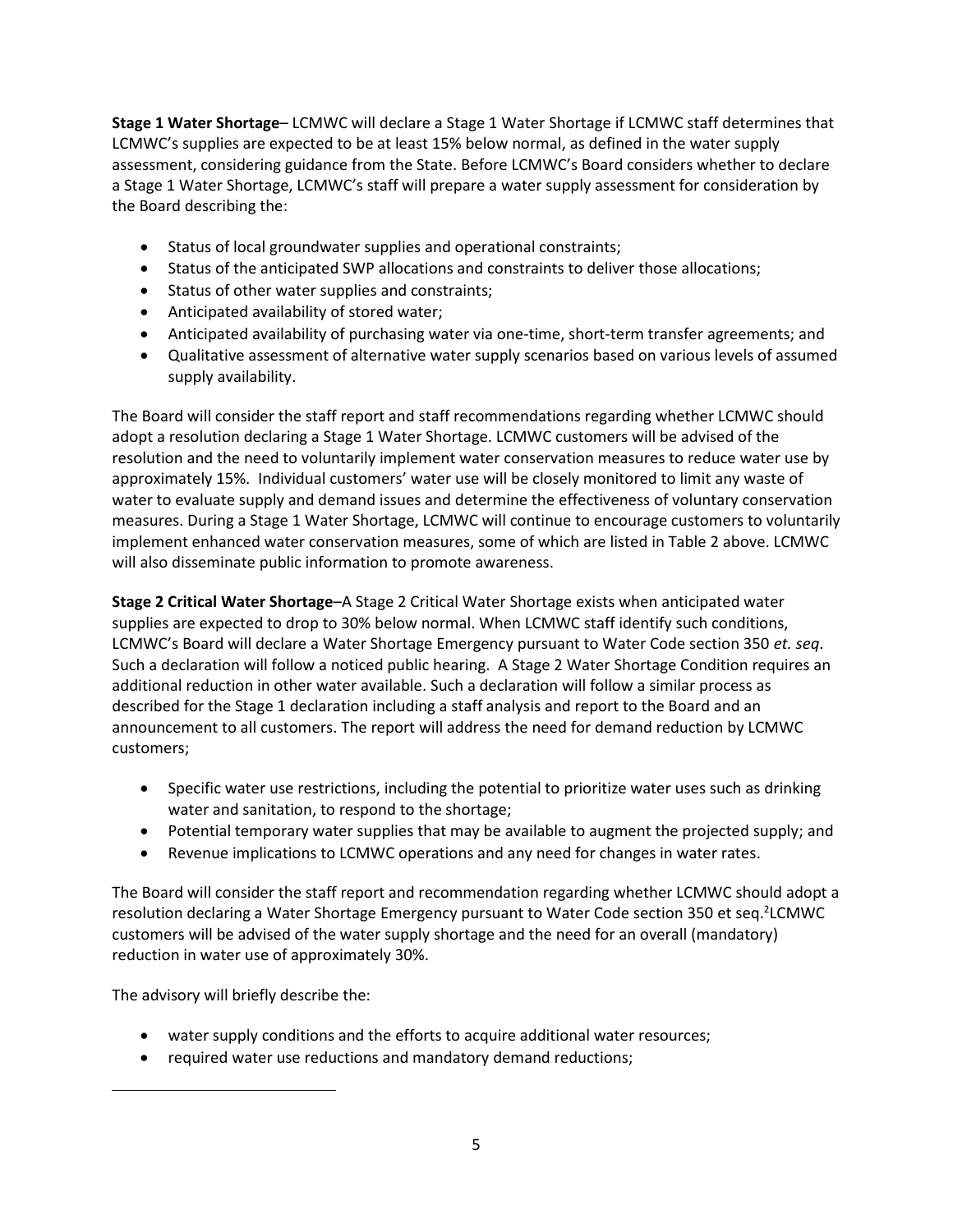**Stage 1 Water Shortage**– LCMWC will declare a Stage 1 Water Shortage if LCMWC staff determines that LCMWC's supplies are expected to be at least 15% below normal, as defined in the water supply assessment, considering guidance from the State. Before LCMWC's Board considers whether to declare a Stage 1 Water Shortage, LCMWC's staff will prepare a water supply assessment for consideration by the Board describing the:

- Status of local groundwater supplies and operational constraints;
- Status of the anticipated SWP allocations and constraints to deliver those allocations;
- Status of other water supplies and constraints;
- Anticipated availability of stored water;
- Anticipated availability of purchasing water via one-time, short-term transfer agreements; and
- Qualitative assessment of alternative water supply scenarios based on various levels of assumed supply availability.

The Board will consider the staff report and staff recommendations regarding whether LCMWC should adopt a resolution declaring a Stage 1 Water Shortage. LCMWC customers will be advised of the resolution and the need to voluntarily implement water conservation measures to reduce water use by approximately 15%. Individual customers' water use will be closely monitored to limit any waste of water to evaluate supply and demand issues and determine the effectiveness of voluntary conservation measures. During a Stage 1 Water Shortage, LCMWC will continue to encourage customers to voluntarily implement enhanced water conservation measures, some of which are listed in Table 2 above. LCMWC will also disseminate public information to promote awareness.

**Stage 2 Critical Water Shortage**–A Stage 2 Critical Water Shortage exists when anticipated water supplies are expected to drop to 30% below normal. When LCMWC staff identify such conditions, LCMWC's Board will declare a Water Shortage Emergency pursuant to Water Code section 350 *et. seq*. Such a declaration will follow a noticed public hearing. A Stage 2 Water Shortage Condition requires an additional reduction in other water available. Such a declaration will follow a similar process as described for the Stage 1 declaration including a staff analysis and report to the Board and an announcement to all customers. The report will address the need for demand reduction by LCMWC customers;

- Specific water use restrictions, including the potential to prioritize water uses such as drinking water and sanitation, to respond to the shortage;
- Potential temporary water supplies that may be available to augment the projected supply; and
- Revenue implications to LCMWC operations and any need for changes in water rates.

The Board will consider the staff report and recommendation regarding whether LCMWC should adopt a resolution declaring a Water Shortage Emergency pursuant to Water Code section 350 et seq.[2]LCMWC customers will be advised of the water supply shortage and the need for an overall (mandatory) reduction in water use of approximately 30%.

The advisory will briefly describe the:

- water supply conditions and the efforts to acquire additional water resources;
- required water use reductions and mandatory demand reductions;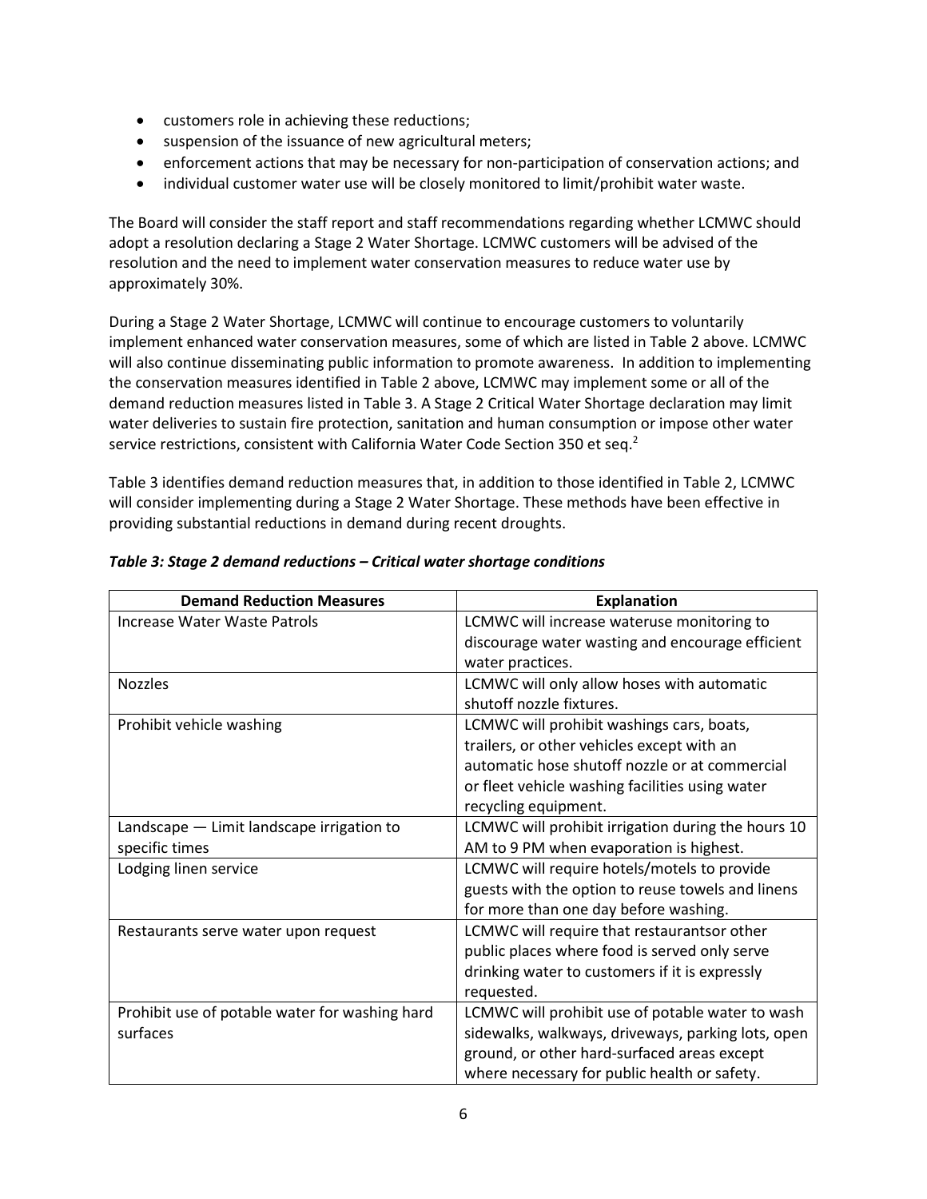- customers role in achieving these reductions;
- suspension of the issuance of new agricultural meters;
- enforcement actions that may be necessary for non-participation of conservation actions; and
- individual customer water use will be closely monitored to limit/prohibit water waste.

The Board will consider the staff report and staff recommendations regarding whether LCMWC should adopt a resolution declaring a Stage 2 Water Shortage. LCMWC customers will be advised of the resolution and the need to implement water conservation measures to reduce water use by approximately 30%.

During a Stage 2 Water Shortage, LCMWC will continue to encourage customers to voluntarily implement enhanced water conservation measures, some of which are listed in Table 2 above. LCMWC will also continue disseminating public information to promote awareness. In addition to implementing the conservation measures identified in Table 2 above, LCMWC may implement some or all of the demand reduction measures listed in Table 3. A Stage 2 Critical Water Shortage declaration may limit water deliveries to sustain fire protection, sanitation and human consumption or impose other water service restrictions, consistent with California Water Code Section 350 et seq.[2]

Table 3 identifies demand reduction measures that, in addition to those identified in Table 2, LCMWC will consider implementing during a Stage 2 Water Shortage. These methods have been effective in providing substantial reductions in demand during recent droughts.

***Table 3: Stage 2 demand reductions – Critical water shortage conditions***

| Demand Reduction Measures | Explanation |
|---|---|
| Increase Water Waste Patrols | LCMWC will increase wateruse monitoring to discourage water wasting and encourage efficient water practices. |
| Nozzles | LCMWC will only allow hoses with automatic shutoff nozzle fixtures. |
| Prohibit vehicle washing | LCMWC will prohibit washings cars, boats, trailers, or other vehicles except with an automatic hose shutoff nozzle or at commercial or fleet vehicle washing facilities using water recycling equipment. |
| Landscape — Limit landscape irrigation to specific times | LCMWC will prohibit irrigation during the hours 10 AM to 9 PM when evaporation is highest. |
| Lodging linen service | LCMWC will require hotels/motels to provide guests with the option to reuse towels and linens for more than one day before washing. |
| Restaurants serve water upon request | LCMWC will require that restaurantsor other public places where food is served only serve drinking water to customers if it is expressly requested. |
| Prohibit use of potable water for washing hard surfaces | LCMWC will prohibit use of potable water to wash sidewalks, walkways, driveways, parking lots, open ground, or other hard-surfaced areas except where necessary for public health or safety. |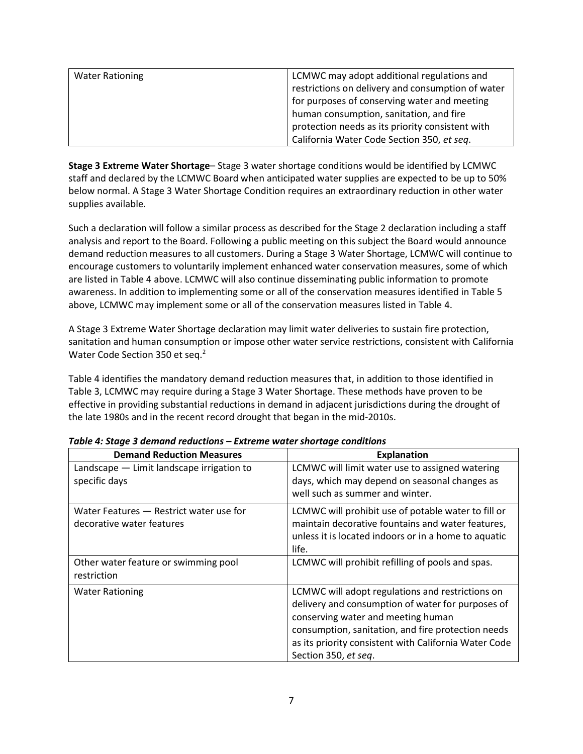| Water Rationing | LCMWC may adopt additional regulations and restrictions on delivery and consumption of water for purposes of conserving water and meeting human consumption, sanitation, and fire protection needs as its priority consistent with California Water Code Section 350, *et seq*. |
|---|---|

**Stage 3 Extreme Water Shortage**– Stage 3 water shortage conditions would be identified by LCMWC staff and declared by the LCMWC Board when anticipated water supplies are expected to be up to 50% below normal. A Stage 3 Water Shortage Condition requires an extraordinary reduction in other water supplies available.

Such a declaration will follow a similar process as described for the Stage 2 declaration including a staff analysis and report to the Board. Following a public meeting on this subject the Board would announce demand reduction measures to all customers. During a Stage 3 Water Shortage, LCMWC will continue to encourage customers to voluntarily implement enhanced water conservation measures, some of which are listed in Table 4 above. LCMWC will also continue disseminating public information to promote awareness. In addition to implementing some or all of the conservation measures identified in Table 5 above, LCMWC may implement some or all of the conservation measures listed in Table 4.

A Stage 3 Extreme Water Shortage declaration may limit water deliveries to sustain fire protection, sanitation and human consumption or impose other water service restrictions, consistent with California Water Code Section 350 et seq.[2]

Table 4 identifies the mandatory demand reduction measures that, in addition to those identified in Table 3, LCMWC may require during a Stage 3 Water Shortage. These methods have proven to be effective in providing substantial reductions in demand in adjacent jurisdictions during the drought of the late 1980s and in the recent record drought that began in the mid-2010s.

***Table 4: Stage 3 demand reductions – Extreme water shortage conditions***

| Demand Reduction Measures | Explanation |
|---|---|
| Landscape — Limit landscape irrigation to specific days | LCMWC will limit water use to assigned watering days, which may depend on seasonal changes as well such as summer and winter. |
| Water Features — Restrict water use for decorative water features | LCMWC will prohibit use of potable water to fill or maintain decorative fountains and water features, unless it is located indoors or in a home to aquatic life. |
| Other water feature or swimming pool restriction | LCMWC will prohibit refilling of pools and spas. |
| Water Rationing | LCMWC will adopt regulations and restrictions on delivery and consumption of water for purposes of conserving water and meeting human consumption, sanitation, and fire protection needs as its priority consistent with California Water Code Section 350, *et seq*. |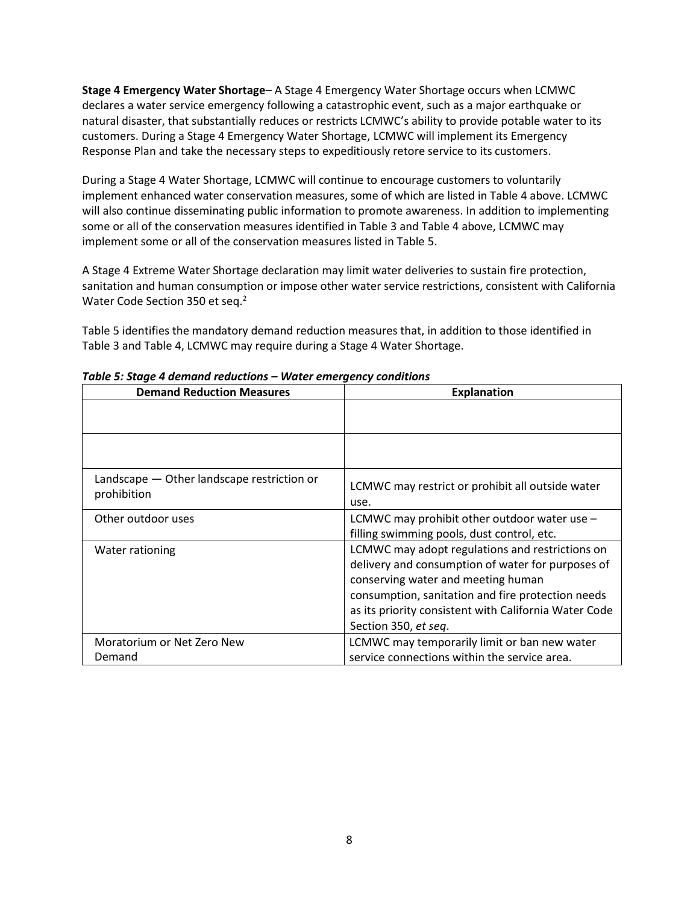**Stage 4 Emergency Water Shortage**– A Stage 4 Emergency Water Shortage occurs when LCMWC declares a water service emergency following a catastrophic event, such as a major earthquake or natural disaster, that substantially reduces or restricts LCMWC's ability to provide potable water to its customers. During a Stage 4 Emergency Water Shortage, LCMWC will implement its Emergency Response Plan and take the necessary steps to expeditiously retore service to its customers.

During a Stage 4 Water Shortage, LCMWC will continue to encourage customers to voluntarily implement enhanced water conservation measures, some of which are listed in Table 4 above. LCMWC will also continue disseminating public information to promote awareness. In addition to implementing some or all of the conservation measures identified in Table 3 and Table 4 above, LCMWC may implement some or all of the conservation measures listed in Table 5.

A Stage 4 Extreme Water Shortage declaration may limit water deliveries to sustain fire protection, sanitation and human consumption or impose other water service restrictions, consistent with California Water Code Section 350 et seq.[2]

Table 5 identifies the mandatory demand reduction measures that, in addition to those identified in Table 3 and Table 4, LCMWC may require during a Stage 4 Water Shortage.

***Table 5: Stage 4 demand reductions – Water emergency conditions***

| Demand Reduction Measures | Explanation |
|---|---|
| | |
| | |
| Landscape — Other landscape restriction or prohibition | LCMWC may restrict or prohibit all outside water use. |
| Other outdoor uses | LCMWC may prohibit other outdoor water use – filling swimming pools, dust control, etc. |
| Water rationing | LCMWC may adopt regulations and restrictions on delivery and consumption of water for purposes of conserving water and meeting human consumption, sanitation and fire protection needs as its priority consistent with California Water Code Section 350, *et seq*. |
| Moratorium or Net Zero New Demand | LCMWC may temporarily limit or ban new water service connections within the service area. |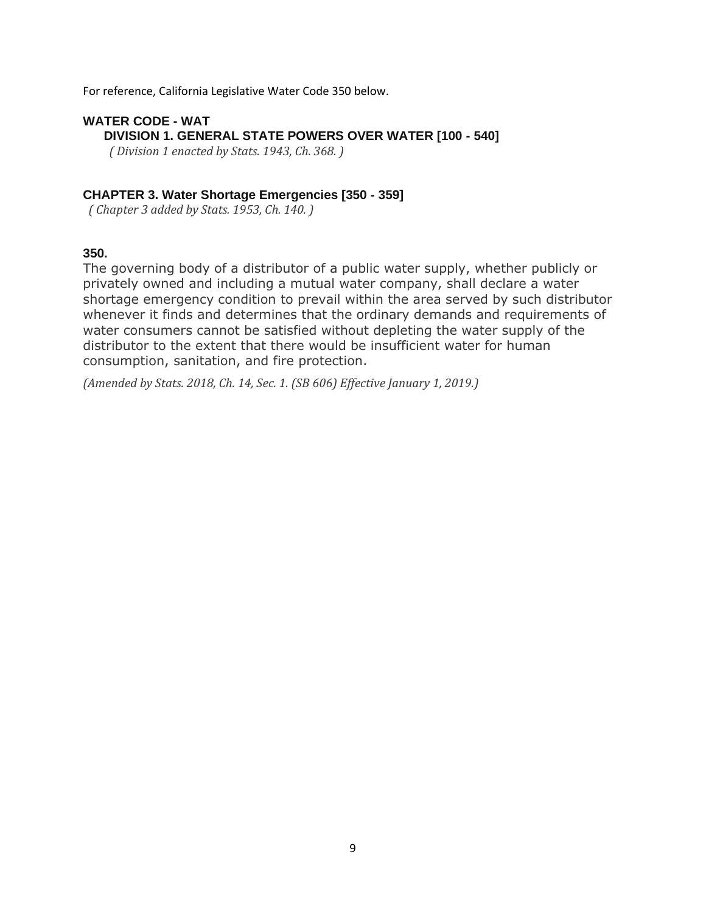For reference, California Legislative Water Code 350 below.

## WATER CODE - WAT

### DIVISION 1. GENERAL STATE POWERS OVER WATER [100 - 540]

*( Division 1 enacted by Stats. 1943, Ch. 368. )*

### CHAPTER 3. Water Shortage Emergencies [350 - 359]

*( Chapter 3 added by Stats. 1953, Ch. 140. )*

**350.**

The governing body of a distributor of a public water supply, whether publicly or privately owned and including a mutual water company, shall declare a water shortage emergency condition to prevail within the area served by such distributor whenever it finds and determines that the ordinary demands and requirements of water consumers cannot be satisfied without depleting the water supply of the distributor to the extent that there would be insufficient water for human consumption, sanitation, and fire protection.

*(Amended by Stats. 2018, Ch. 14, Sec. 1. (SB 606) Effective January 1, 2019.)*